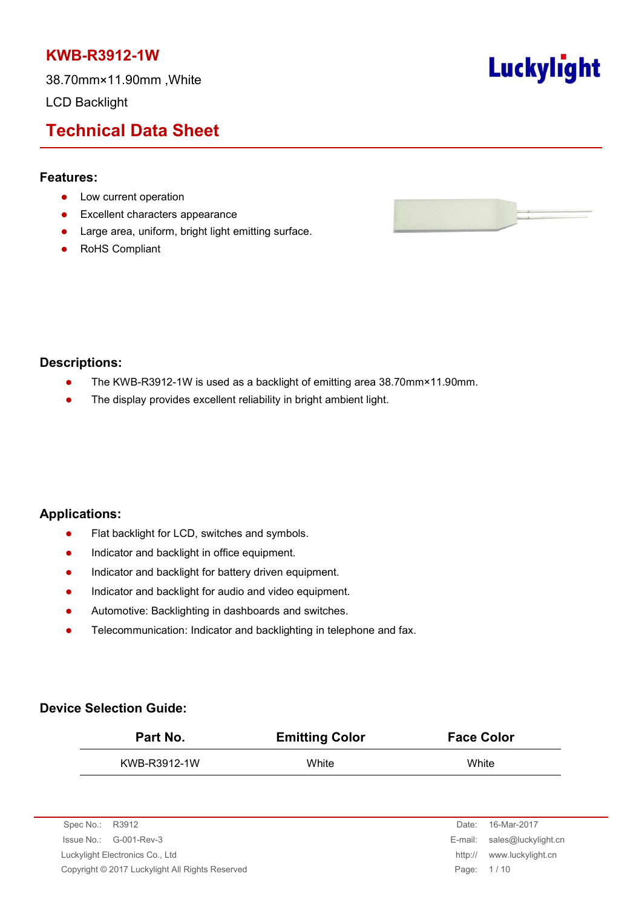# KWB-R3912-1W

38.70mm×11.90mm ,White

LCD Backlight

## Technical Data Sheet

### Features:

- Low current operation
- Excellent characters appearance
- Large area, uniform, bright light emitting surface.
- RoHS Compliant

### Descriptions:

- The KWB-R3912-1W is used as a backlight of emitting area 38.70mm×11.90mm.
- The display provides excellent reliability in bright ambient light.

### Applications:

- Flat backlight for LCD, switches and symbols.
- Indicator and backlight in office equipment.
- Indicator and backlight for battery driven equipment.
- Indicator and backlight for audio and video equipment.
- Automotive: Backlighting in dashboards and switches.
- Telecommunication: Indicator and backlighting in telephone and fax.

### Device Selection Guide:

| Part No. | Emitting Color | Face Color |
|---|---|---|
| KWB-R3912-1W | White | White |

Spec No.: R3912
Issue No.: G-001-Rev-3
Luckylight Electronics Co., Ltd
Copyright © 2017 Luckylight All Rights Reserved

Date: 16-Mar-2017
E-mail: sales@luckylight.cn
http:// www.luckylight.cn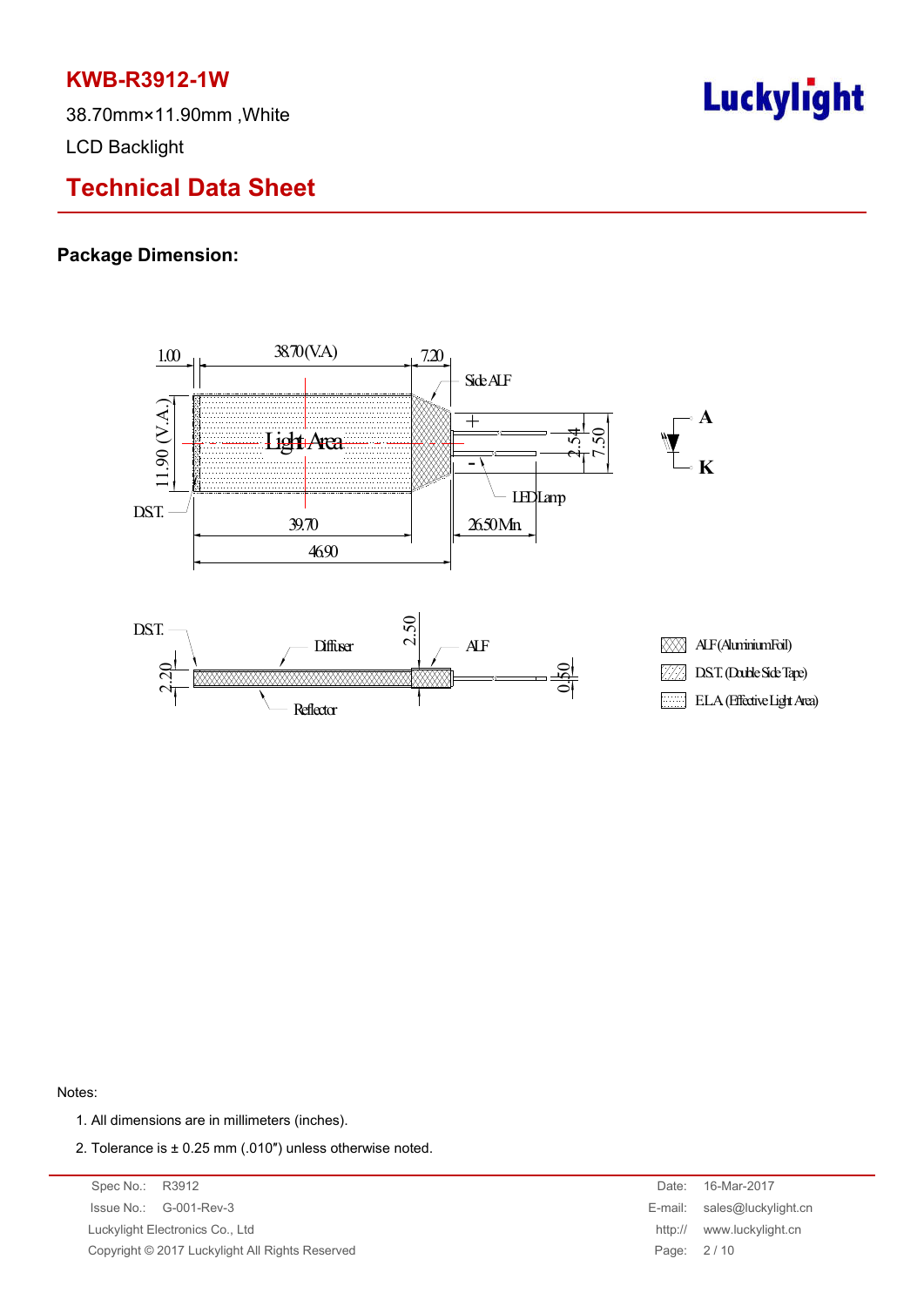**KWB-R3912-1W**

38.70mm×11.90mm ,White

LCD Backlight

## Technical Data Sheet

### Package Dimension:

1.00
38.70(V.A)
7.20
Side ALF
11.90 (V.A.)
Light Area
+
-
2.54
7.50
A
K
D.S.T.
39.70
26.50 Min.
LED Lamp
46.90

D.S.T.
2.20
Diffuser
2.50
ALF
0.50
Reflector

ALF (Aluminium Foil)
D.S.T. (Double Side Tape)
E.L.A (Effective Light Area)

Notes:

1. All dimensions are in millimeters (inches).
2. Tolerance is ± 0.25 mm (.010″) unless otherwise noted.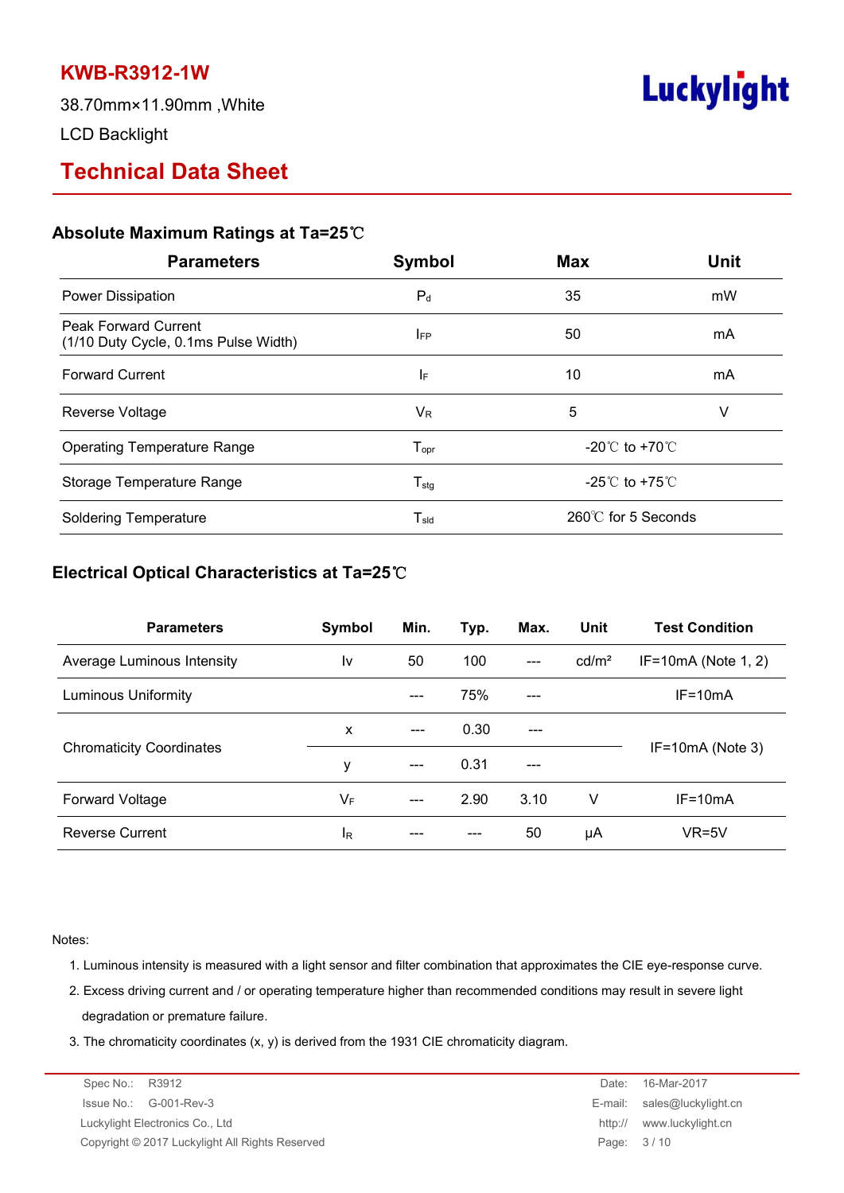# KWB-R3912-1W

38.70mm×11.90mm ,White

LCD Backlight

# Technical Data Sheet

### Absolute Maximum Ratings at Ta=25℃

| Parameters | Symbol | Max | Unit |
|---|---|---|---|
| Power Dissipation | $P_d$ | 35 | mW |
| Peak Forward Current (1/10 Duty Cycle, 0.1ms Pulse Width) | $I_{FP}$ | 50 | mA |
| Forward Current | $I_F$ | 10 | mA |
| Reverse Voltage | $V_R$ | 5 | V |
| Operating Temperature Range | $T_{opr}$ | -20℃ to +70℃ | |
| Storage Temperature Range | $T_{stg}$ | -25℃ to +75℃ | |
| Soldering Temperature | $T_{sld}$ | 260℃ for 5 Seconds | |

### Electrical Optical Characteristics at Ta=25℃

| Parameters | Symbol | Min. | Typ. | Max. | Unit | Test Condition |
|---|---|---|---|---|---|---|
| Average Luminous Intensity | Iv | 50 | 100 | --- | cd/m² | IF=10mA (Note 1, 2) |
| Luminous Uniformity | | --- | 75% | --- | | IF=10mA |
| Chromaticity Coordinates | x | --- | 0.30 | --- | | IF=10mA (Note 3) |
| | y | --- | 0.31 | --- | | |
| Forward Voltage | $V_F$ | --- | 2.90 | 3.10 | V | IF=10mA |
| Reverse Current | $I_R$ | --- | --- | 50 | μA | VR=5V |

Notes:

1. Luminous intensity is measured with a light sensor and filter combination that approximates the CIE eye-response curve.
2. Excess driving current and / or operating temperature higher than recommended conditions may result in severe light degradation or premature failure.
3. The chromaticity coordinates (x, y) is derived from the 1931 CIE chromaticity diagram.

Spec No.: R3912 | Issue No.: G-001-Rev-3 | Luckylight Electronics Co., Ltd | Copyright © 2017 Luckylight All Rights Reserved

Date: 16-Mar-2017 | E-mail: sales@luckylight.cn | http:// www.luckylight.cn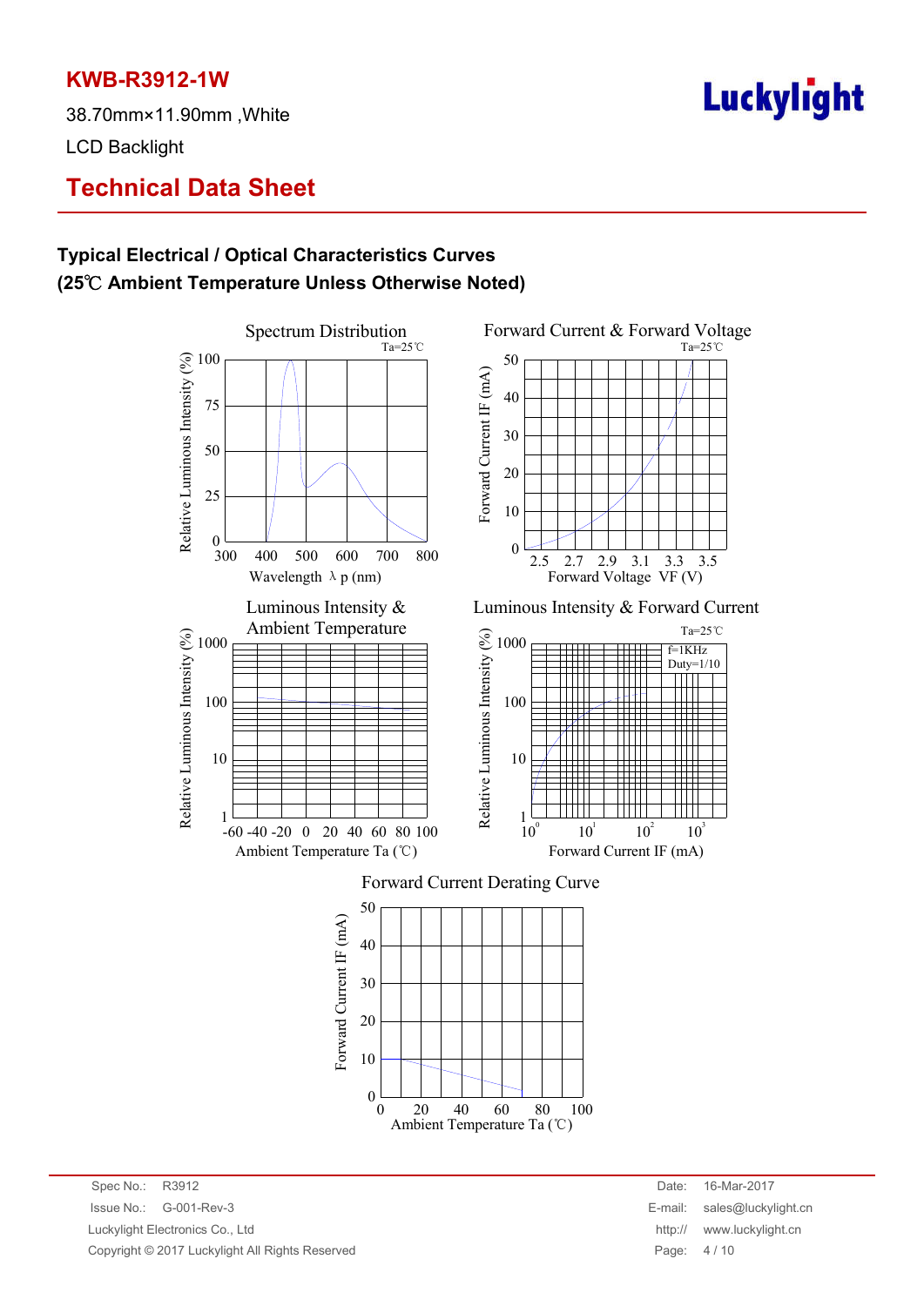# KWB-R3912-1W

38.70mm×11.90mm ,White

LCD Backlight

## Technical Data Sheet

### Typical Electrical / Optical Characteristics Curves
### (25℃ Ambient Temperature Unless Otherwise Noted)

Spectrum Distribution
Ta=25℃
Relative Luminous Intensity (%)
100
75
50
25
0
300 400 500 600 700 800
Wavelength λ p (nm)

Forward Current & Forward Voltage
Ta=25℃
Forward Current IF (mA)
50
40
30
20
10
0
2.5 2.7 2.9 3.1 3.3 3.5
Forward Voltage VF (V)

Luminous Intensity & Ambient Temperature
Relative Luminous Intensity (%)
1000
100
10
1
-60 -40 -20 0 20 40 60 80 100
Ambient Temperature Ta (℃)

Luminous Intensity & Forward Current
Ta=25℃
f=1KHz
Duty=1/10
Relative Luminous Intensity (%)
1000
100
10
1
$10^0$ $10^1$ $10^2$ $10^3$
Forward Current IF (mA)

Forward Current Derating Curve
Forward Current IF (mA)
50
40
30
20
10
0
0 20 40 60 80 100
Ambient Temperature Ta (℃)

Spec No.: R3912
Issue No.: G-001-Rev-3
Luckylight Electronics Co., Ltd
Copyright © 2017 Luckylight All Rights Reserved

Date: 16-Mar-2017
E-mail: sales@luckylight.cn
http:// www.luckylight.cn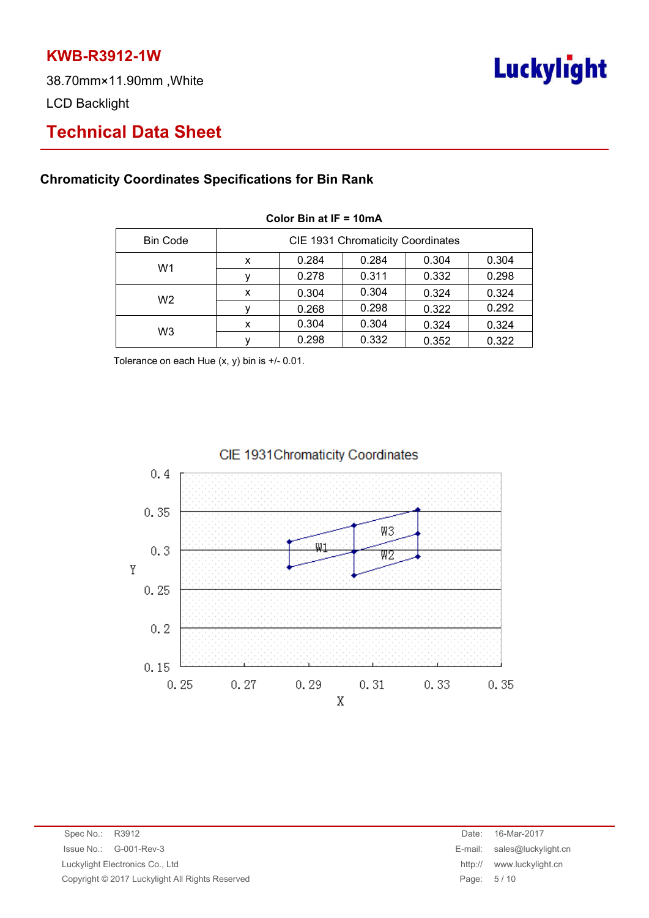# KWB-R3912-1W

38.70mm×11.90mm ,White

LCD Backlight

## Technical Data Sheet

### Chromaticity Coordinates Specifications for Bin Rank

**Color Bin at IF = 10mA**

| Bin Code | CIE 1931 Chromaticity Coordinates | | | | |
|---|---|---|---|---|---|
| W1 | x | 0.284 | 0.284 | 0.304 | 0.304 |
| | y | 0.278 | 0.311 | 0.332 | 0.298 |
| W2 | x | 0.304 | 0.304 | 0.324 | 0.324 |
| | y | 0.268 | 0.298 | 0.322 | 0.292 |
| W3 | x | 0.304 | 0.304 | 0.324 | 0.324 |
| | y | 0.298 | 0.332 | 0.352 | 0.322 |

Tolerance on each Hue (x, y) bin is +/- 0.01.

CIE 1931Chromaticity Coordinates

Y

0.4
0.35
0.3
0.25
0.2
0.15

W1
W2
W3

0.25
0.27
0.29
0.31
0.33
0.35

X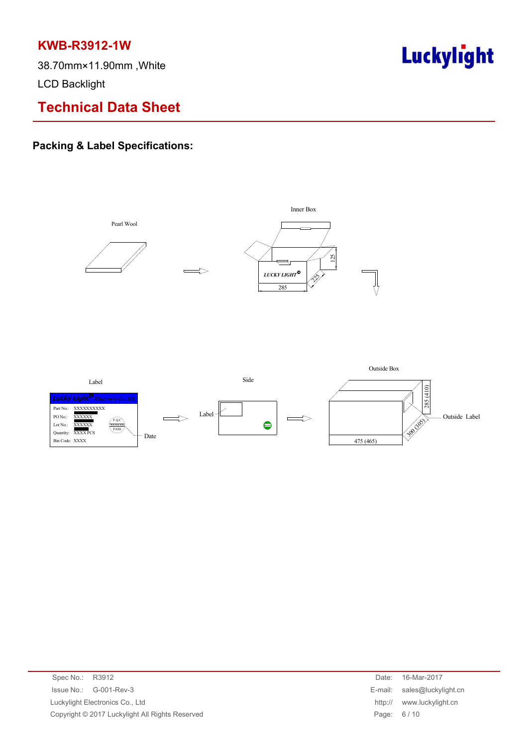# KWB-R3912-1W

38.70mm×11.90mm ,White

LCD Backlight

## Technical Data Sheet

### Packing & Label Specifications:

Pearl Wool

Inner Box

LUCKY LIGHT

125

225

285

Label

Lucky Light Electronics Co., Ltd.

Part No.: XXXXXXXXXX

PO No.: XXXXXX

Lot No.: XXXXXX

Quantity: XXXX PCS

Bin Code: XXXX

FQC XXXXXX PASS

Date

Side

Label

Outside Box

285 (410)

300 (305)

475 (465)

Outside Label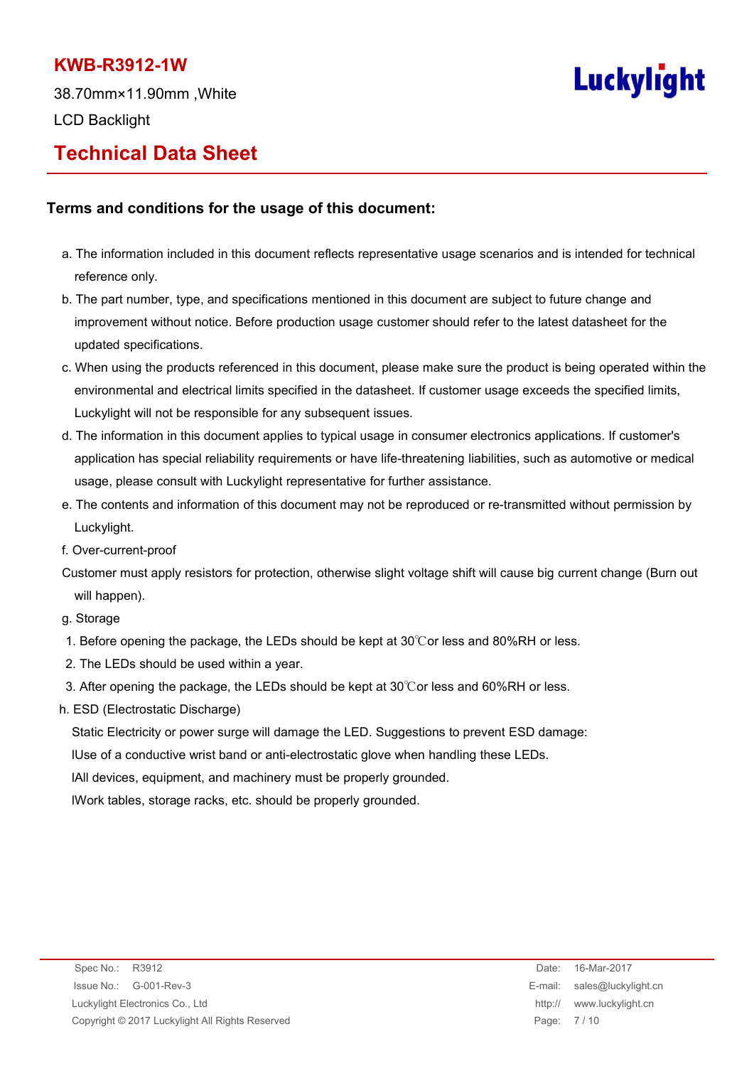# KWB-R3912-1W

38.70mm×11.90mm ,White

LCD Backlight

## Technical Data Sheet

### Terms and conditions for the usage of this document:

a. The information included in this document reflects representative usage scenarios and is intended for technical reference only.

b. The part number, type, and specifications mentioned in this document are subject to future change and improvement without notice. Before production usage customer should refer to the latest datasheet for the updated specifications.

c. When using the products referenced in this document, please make sure the product is being operated within the environmental and electrical limits specified in the datasheet. If customer usage exceeds the specified limits, Luckylight will not be responsible for any subsequent issues.

d. The information in this document applies to typical usage in consumer electronics applications. If customer's application has special reliability requirements or have life-threatening liabilities, such as automotive or medical usage, please consult with Luckylight representative for further assistance.

e. The contents and information of this document may not be reproduced or re-transmitted without permission by Luckylight.

f. Over-current-proof

Customer must apply resistors for protection, otherwise slight voltage shift will cause big current change (Burn out will happen).

g. Storage

1. Before opening the package, the LEDs should be kept at 30℃or less and 80%RH or less.
2. The LEDs should be used within a year.
3. After opening the package, the LEDs should be kept at 30℃or less and 60%RH or less.

h. ESD (Electrostatic Discharge)

Static Electricity or power surge will damage the LED. Suggestions to prevent ESD damage:

- Use of a conductive wrist band or anti-electrostatic glove when handling these LEDs.
- All devices, equipment, and machinery must be properly grounded.
- Work tables, storage racks, etc. should be properly grounded.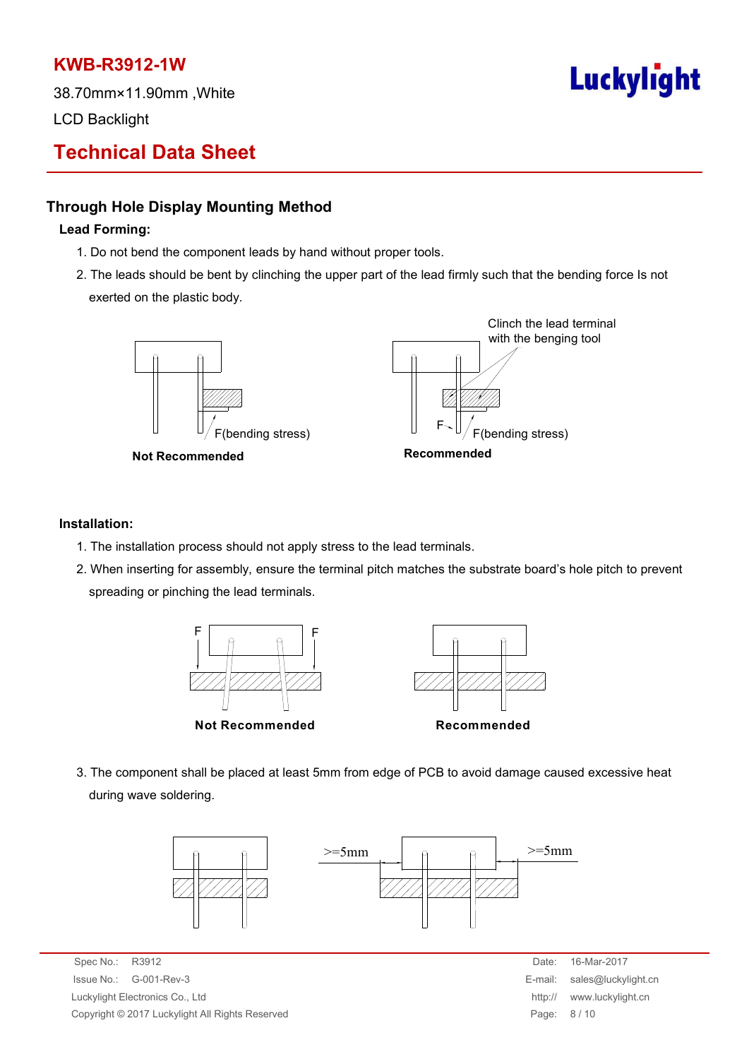## Through Hole Display Mounting Method

### Lead Forming:

1. Do not bend the component leads by hand without proper tools.
2. The leads should be bent by clinching the upper part of the lead firmly such that the bending force Is not exerted on the plastic body.

F(bending stress)

**Not Recommended**

Clinch the lead terminal with the benging tool

F

F(bending stress)

**Recommended**

### Installation:

1. The installation process should not apply stress to the lead terminals.
2. When inserting for assembly, ensure the terminal pitch matches the substrate board's hole pitch to prevent spreading or pinching the lead terminals.

F F

**Not Recommended**

**Recommended**

3. The component shall be placed at least 5mm from edge of PCB to avoid damage caused excessive heat during wave soldering.

>=5mm

>=5mm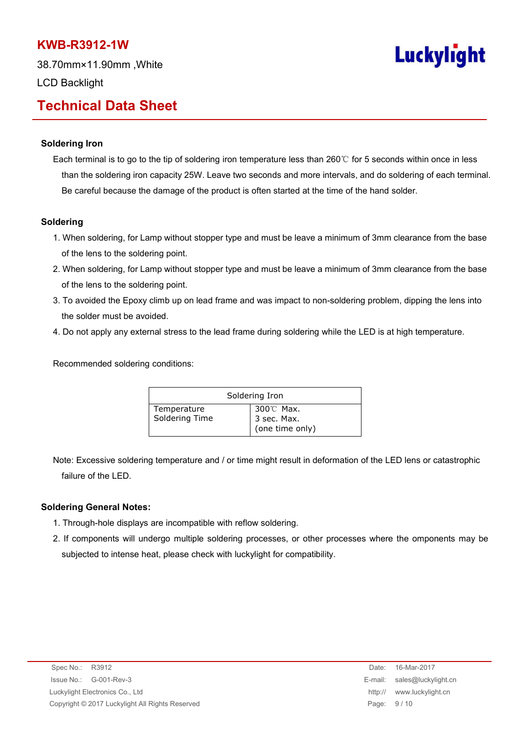#### Soldering Iron

Each terminal is to go to the tip of soldering iron temperature less than 260℃ for 5 seconds within once in less than the soldering iron capacity 25W. Leave two seconds and more intervals, and do soldering of each terminal. Be careful because the damage of the product is often started at the time of the hand solder.

#### Soldering

1. When soldering, for Lamp without stopper type and must be leave a minimum of 3mm clearance from the base of the lens to the soldering point.
2. When soldering, for Lamp without stopper type and must be leave a minimum of 3mm clearance from the base of the lens to the soldering point.
3. To avoided the Epoxy climb up on lead frame and was impact to non-soldering problem, dipping the lens into the solder must be avoided.
4. Do not apply any external stress to the lead frame during soldering while the LED is at high temperature.

Recommended soldering conditions:

| Soldering Iron | |
|---|---|
| Temperature<br>Soldering Time | 300℃ Max.<br>3 sec. Max.<br>(one time only) |

Note: Excessive soldering temperature and / or time might result in deformation of the LED lens or catastrophic failure of the LED.

#### Soldering General Notes:

1. Through-hole displays are incompatible with reflow soldering.
2. If components will undergo multiple soldering processes, or other processes where the omponents may be subjected to intense heat, please check with luckylight for compatibility.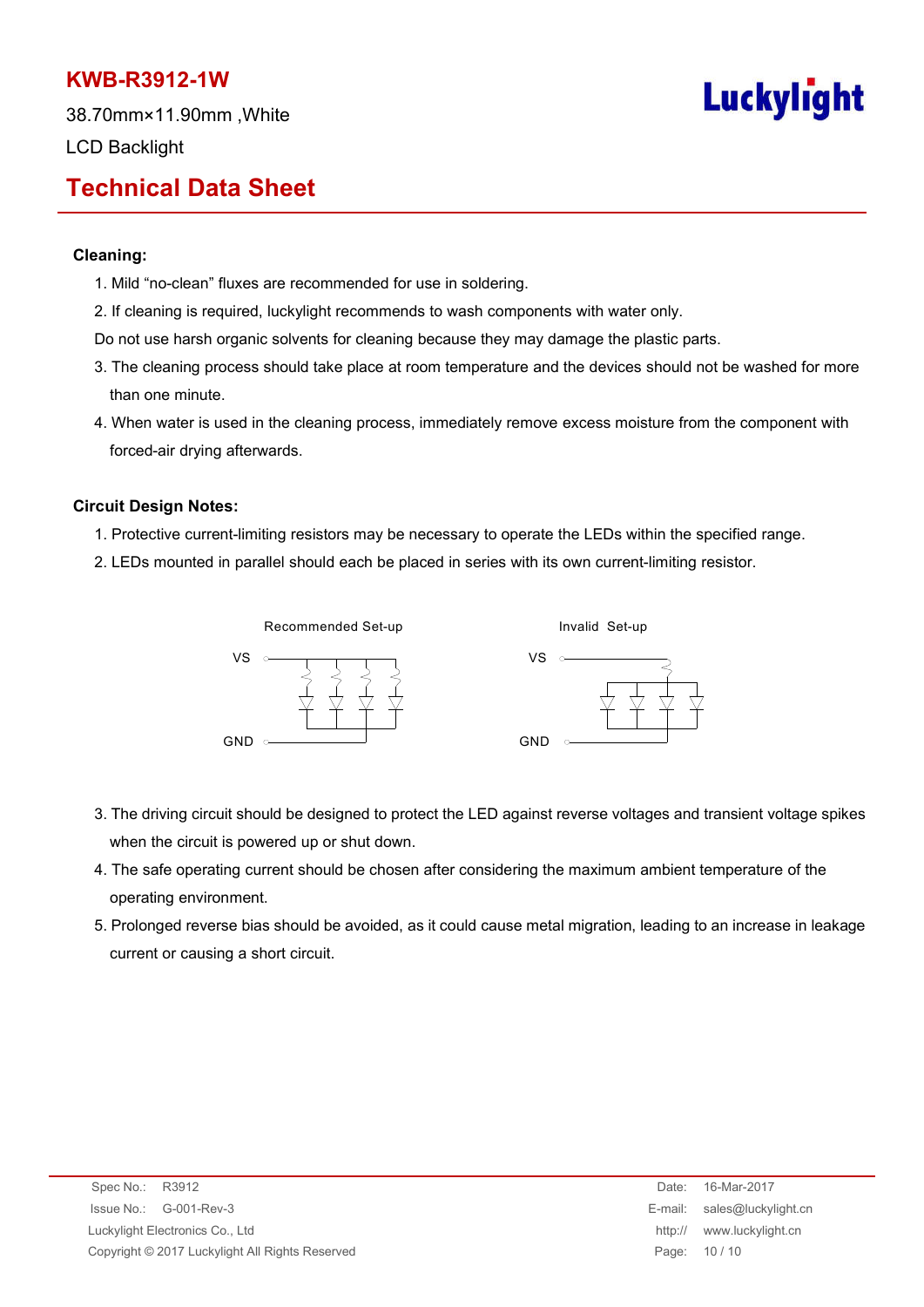## Cleaning:

1. Mild "no-clean" fluxes are recommended for use in soldering.
2. If cleaning is required, luckylight recommends to wash components with water only.
   Do not use harsh organic solvents for cleaning because they may damage the plastic parts.
3. The cleaning process should take place at room temperature and the devices should not be washed for more than one minute.
4. When water is used in the cleaning process, immediately remove excess moisture from the component with forced-air drying afterwards.

## Circuit Design Notes:

1. Protective current-limiting resistors may be necessary to operate the LEDs within the specified range.
2. LEDs mounted in parallel should each be placed in series with its own current-limiting resistor.

Recommended Set-up

VS

GND

Invalid Set-up

VS

GND

3. The driving circuit should be designed to protect the LED against reverse voltages and transient voltage spikes when the circuit is powered up or shut down.
4. The safe operating current should be chosen after considering the maximum ambient temperature of the operating environment.
5. Prolonged reverse bias should be avoided, as it could cause metal migration, leading to an increase in leakage current or causing a short circuit.